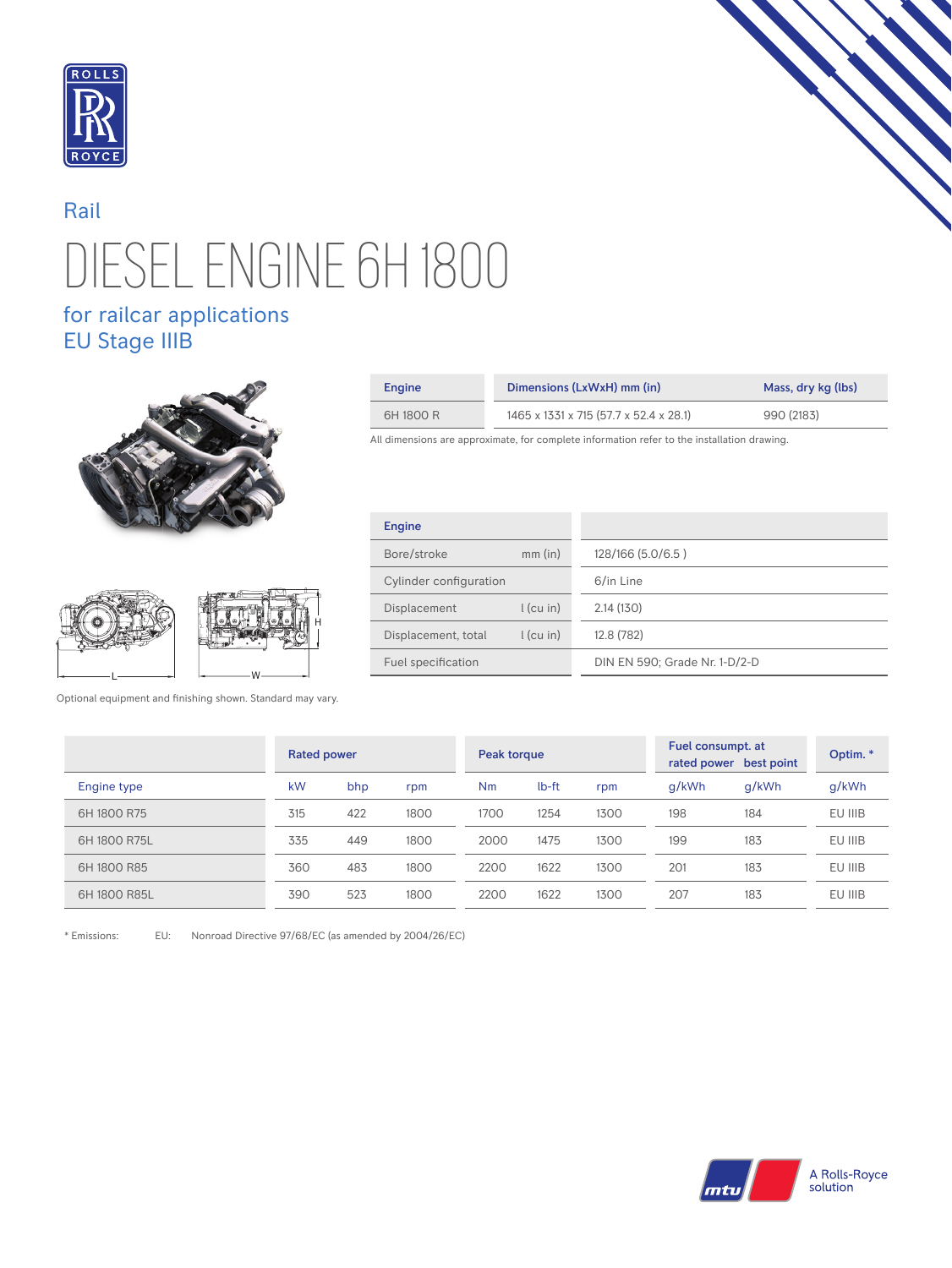Rail

# DIESEL ENGINE 6H 1800

## for railcar applications
## EU Stage IIIB

| Engine | Dimensions (LxWxH) mm (in) | Mass, dry kg (lbs) |
|---|---|---|
| 6H 1800 R | 1465 x 1331 x 715 (57.7 x 52.4 x 28.1) | 990 (2183) |

All dimensions are approximate, for complete information refer to the installation drawing.

| Engine | | |
|---|---|---|
| Bore/stroke | mm (in) | 128/166 (5.0/6.5 ) |
| Cylinder configuration | | 6/in Line |
| Displacement | l (cu in) | 2.14 (130) |
| Displacement, total | l (cu in) | 12.8 (782) |
| Fuel specification | | DIN EN 590; Grade Nr. 1-D/2-D |

Optional equipment and finishing shown. Standard may vary.

| | Rated power | | | Peak torque | | | Fuel consumpt. at rated power | best point | Optim. * |
|---|---|---|---|---|---|---|---|---|---|
| Engine type | kW | bhp | rpm | Nm | lb-ft | rpm | g/kWh | g/kWh | g/kWh |
| 6H 1800 R75 | 315 | 422 | 1800 | 1700 | 1254 | 1300 | 198 | 184 | EU IIIB |
| 6H 1800 R75L | 335 | 449 | 1800 | 2000 | 1475 | 1300 | 199 | 183 | EU IIIB |
| 6H 1800 R85 | 360 | 483 | 1800 | 2200 | 1622 | 1300 | 201 | 183 | EU IIIB |
| 6H 1800 R85L | 390 | 523 | 1800 | 2200 | 1622 | 1300 | 207 | 183 | EU IIIB |

* Emissions: EU: Nonroad Directive 97/68/EC (as amended by 2004/26/EC)

A Rolls-Royce solution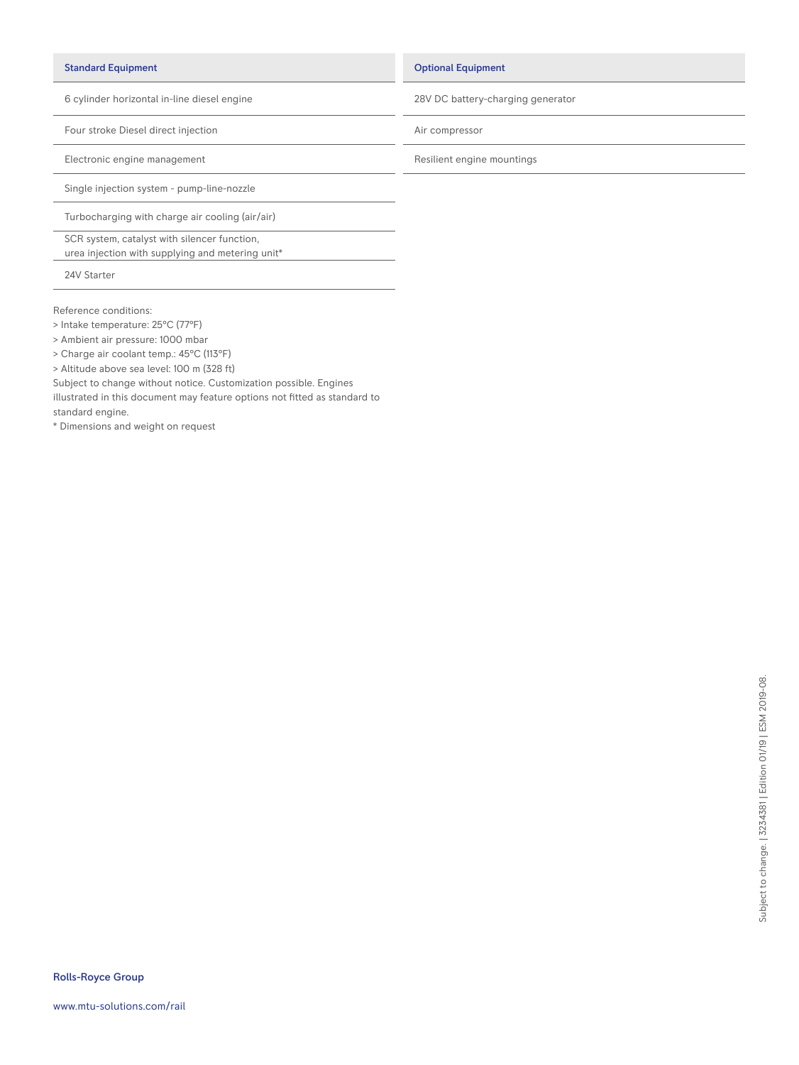| Standard Equipment |
| --- |
| 6 cylinder horizontal in-line diesel engine |
| Four stroke Diesel direct injection |
| Electronic engine management |
| Single injection system - pump-line-nozzle |
| Turbocharging with charge air cooling (air/air) |
| SCR system, catalyst with silencer function, urea injection with supplying and metering unit* |
| 24V Starter |

| Optional Equipment |
| --- |
| 28V DC battery-charging generator |
| Air compressor |
| Resilient engine mountings |

Reference conditions:
> Intake temperature: 25°C (77°F)
> Ambient air pressure: 1000 mbar
> Charge air coolant temp.: 45°C (113°F)
> Altitude above sea level: 100 m (328 ft)

Subject to change without notice. Customization possible. Engines illustrated in this document may feature options not fitted as standard to standard engine.

* Dimensions and weight on request

Subject to change. | 3234381 | Edition 01/19 | ESM 2019-08.

**Rolls-Royce Group**

www.mtu-solutions.com/rail